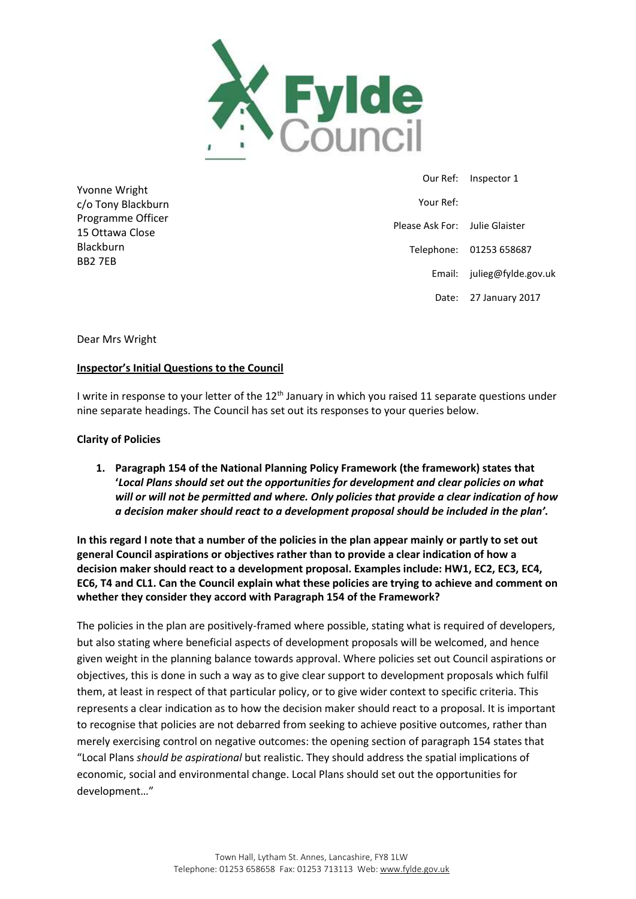Fylde Council

Yvonne Wright
c/o Tony Blackburn
Programme Officer
15 Ottawa Close
Blackburn
BB2 7EB

Our Ref: Inspector 1
Your Ref:
Please Ask For: Julie Glaister
Telephone: 01253 658687
Email: julieg@fylde.gov.uk
Date: 27 January 2017

Dear Mrs Wright

**Inspector's Initial Questions to the Council**

I write in response to your letter of the 12th January in which you raised 11 separate questions under nine separate headings. The Council has set out its responses to your queries below.

**Clarity of Policies**

1. **Paragraph 154 of the National Planning Policy Framework (the framework) states that '*Local Plans should set out the opportunities for development and clear policies on what will or will not be permitted and where. Only policies that provide a clear indication of how a decision maker should react to a development proposal should be included in the plan'.***

**In this regard I note that a number of the policies in the plan appear mainly or partly to set out general Council aspirations or objectives rather than to provide a clear indication of how a decision maker should react to a development proposal. Examples include: HW1, EC2, EC3, EC4, EC6, T4 and CL1. Can the Council explain what these policies are trying to achieve and comment on whether they consider they accord with Paragraph 154 of the Framework?**

The policies in the plan are positively-framed where possible, stating what is required of developers, but also stating where beneficial aspects of development proposals will be welcomed, and hence given weight in the planning balance towards approval. Where policies set out Council aspirations or objectives, this is done in such a way as to give clear support to development proposals which fulfil them, at least in respect of that particular policy, or to give wider context to specific criteria. This represents a clear indication as to how the decision maker should react to a proposal. It is important to recognise that policies are not debarred from seeking to achieve positive outcomes, rather than merely exercising control on negative outcomes: the opening section of paragraph 154 states that "Local Plans *should be aspirational* but realistic. They should address the spatial implications of economic, social and environmental change. Local Plans should set out the opportunities for development…"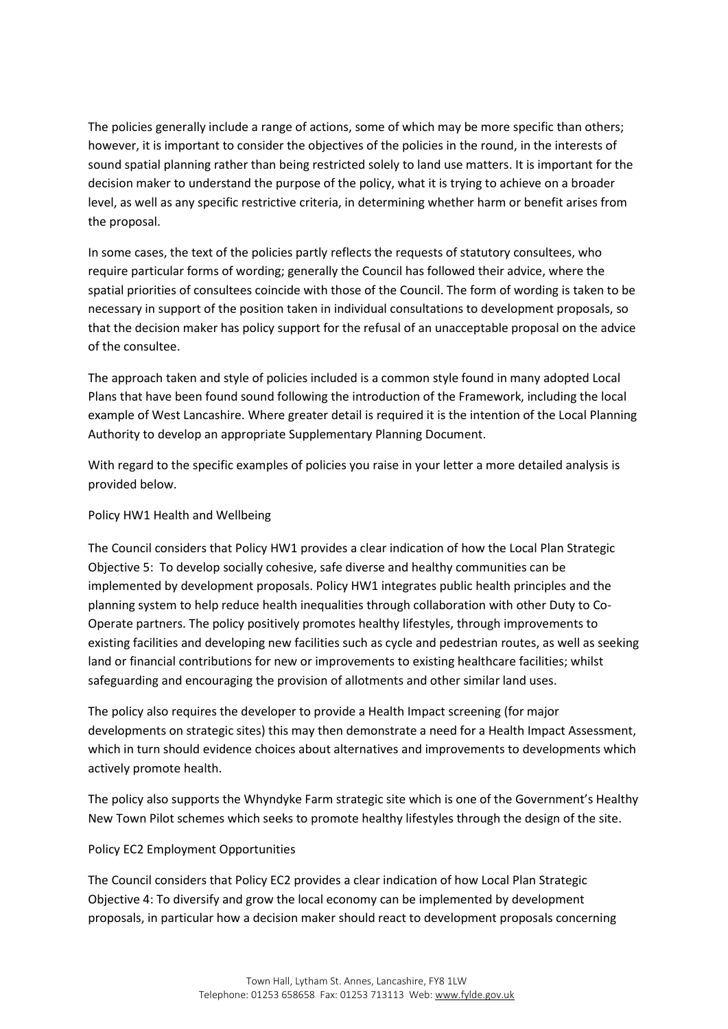The policies generally include a range of actions, some of which may be more specific than others; however, it is important to consider the objectives of the policies in the round, in the interests of sound spatial planning rather than being restricted solely to land use matters. It is important for the decision maker to understand the purpose of the policy, what it is trying to achieve on a broader level, as well as any specific restrictive criteria, in determining whether harm or benefit arises from the proposal.

In some cases, the text of the policies partly reflects the requests of statutory consultees, who require particular forms of wording; generally the Council has followed their advice, where the spatial priorities of consultees coincide with those of the Council. The form of wording is taken to be necessary in support of the position taken in individual consultations to development proposals, so that the decision maker has policy support for the refusal of an unacceptable proposal on the advice of the consultee.

The approach taken and style of policies included is a common style found in many adopted Local Plans that have been found sound following the introduction of the Framework, including the local example of West Lancashire. Where greater detail is required it is the intention of the Local Planning Authority to develop an appropriate Supplementary Planning Document.

With regard to the specific examples of policies you raise in your letter a more detailed analysis is provided below.

Policy HW1 Health and Wellbeing

The Council considers that Policy HW1 provides a clear indication of how the Local Plan Strategic Objective 5: To develop socially cohesive, safe diverse and healthy communities can be implemented by development proposals. Policy HW1 integrates public health principles and the planning system to help reduce health inequalities through collaboration with other Duty to Co-Operate partners. The policy positively promotes healthy lifestyles, through improvements to existing facilities and developing new facilities such as cycle and pedestrian routes, as well as seeking land or financial contributions for new or improvements to existing healthcare facilities; whilst safeguarding and encouraging the provision of allotments and other similar land uses.

The policy also requires the developer to provide a Health Impact screening (for major developments on strategic sites) this may then demonstrate a need for a Health Impact Assessment, which in turn should evidence choices about alternatives and improvements to developments which actively promote health.

The policy also supports the Whyndyke Farm strategic site which is one of the Government's Healthy New Town Pilot schemes which seeks to promote healthy lifestyles through the design of the site.

Policy EC2 Employment Opportunities

The Council considers that Policy EC2 provides a clear indication of how Local Plan Strategic Objective 4: To diversify and grow the local economy can be implemented by development proposals, in particular how a decision maker should react to development proposals concerning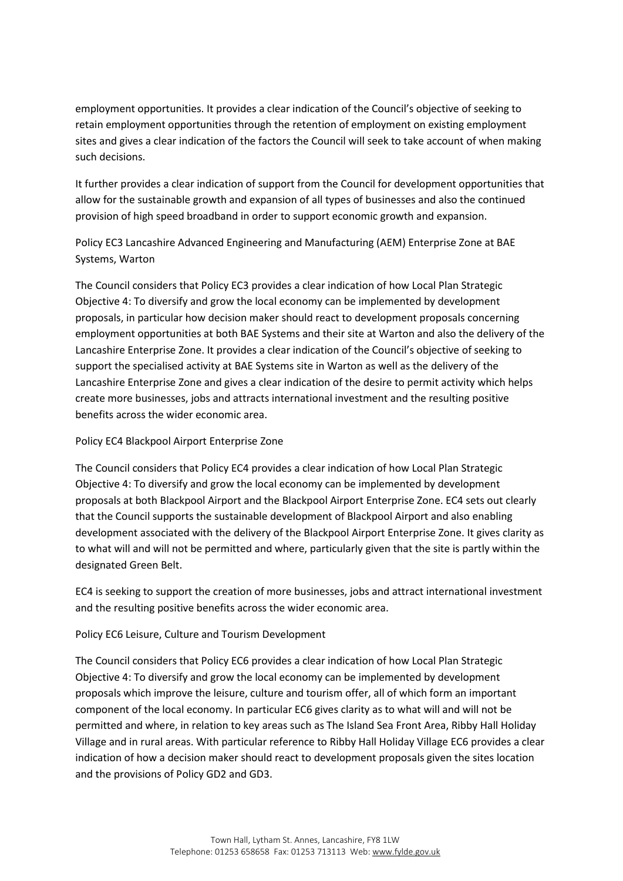employment opportunities. It provides a clear indication of the Council's objective of seeking to retain employment opportunities through the retention of employment on existing employment sites and gives a clear indication of the factors the Council will seek to take account of when making such decisions.

It further provides a clear indication of support from the Council for development opportunities that allow for the sustainable growth and expansion of all types of businesses and also the continued provision of high speed broadband in order to support economic growth and expansion.

Policy EC3 Lancashire Advanced Engineering and Manufacturing (AEM) Enterprise Zone at BAE Systems, Warton

The Council considers that Policy EC3 provides a clear indication of how Local Plan Strategic Objective 4: To diversify and grow the local economy can be implemented by development proposals, in particular how decision maker should react to development proposals concerning employment opportunities at both BAE Systems and their site at Warton and also the delivery of the Lancashire Enterprise Zone. It provides a clear indication of the Council's objective of seeking to support the specialised activity at BAE Systems site in Warton as well as the delivery of the Lancashire Enterprise Zone and gives a clear indication of the desire to permit activity which helps create more businesses, jobs and attracts international investment and the resulting positive benefits across the wider economic area.

Policy EC4 Blackpool Airport Enterprise Zone

The Council considers that Policy EC4 provides a clear indication of how Local Plan Strategic Objective 4: To diversify and grow the local economy can be implemented by development proposals at both Blackpool Airport and the Blackpool Airport Enterprise Zone. EC4 sets out clearly that the Council supports the sustainable development of Blackpool Airport and also enabling development associated with the delivery of the Blackpool Airport Enterprise Zone. It gives clarity as to what will and will not be permitted and where, particularly given that the site is partly within the designated Green Belt.

EC4 is seeking to support the creation of more businesses, jobs and attract international investment and the resulting positive benefits across the wider economic area.

Policy EC6 Leisure, Culture and Tourism Development

The Council considers that Policy EC6 provides a clear indication of how Local Plan Strategic Objective 4: To diversify and grow the local economy can be implemented by development proposals which improve the leisure, culture and tourism offer, all of which form an important component of the local economy. In particular EC6 gives clarity as to what will and will not be permitted and where, in relation to key areas such as The Island Sea Front Area, Ribby Hall Holiday Village and in rural areas. With particular reference to Ribby Hall Holiday Village EC6 provides a clear indication of how a decision maker should react to development proposals given the sites location and the provisions of Policy GD2 and GD3.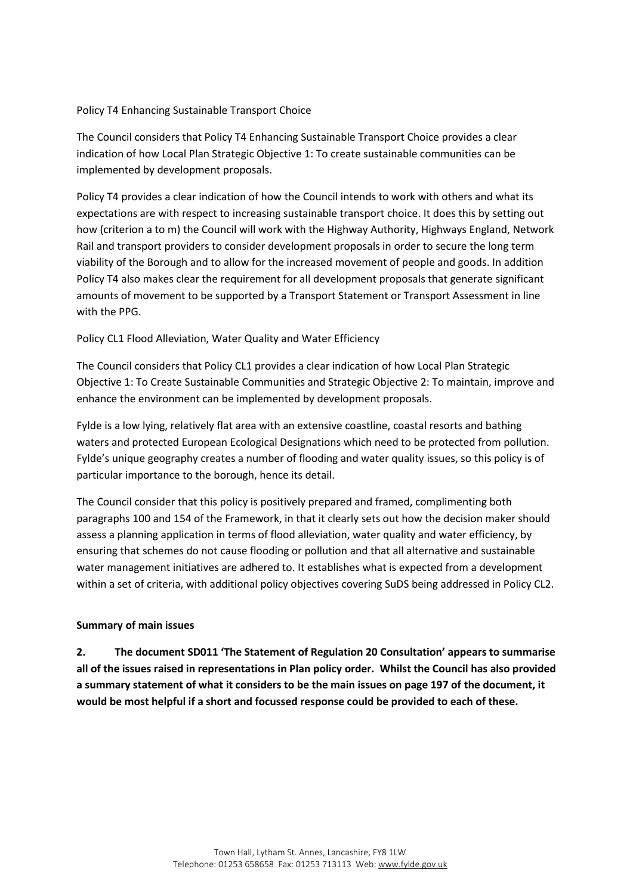Policy T4 Enhancing Sustainable Transport Choice

The Council considers that Policy T4 Enhancing Sustainable Transport Choice provides a clear indication of how Local Plan Strategic Objective 1: To create sustainable communities can be implemented by development proposals.

Policy T4 provides a clear indication of how the Council intends to work with others and what its expectations are with respect to increasing sustainable transport choice. It does this by setting out how (criterion a to m) the Council will work with the Highway Authority, Highways England, Network Rail and transport providers to consider development proposals in order to secure the long term viability of the Borough and to allow for the increased movement of people and goods. In addition Policy T4 also makes clear the requirement for all development proposals that generate significant amounts of movement to be supported by a Transport Statement or Transport Assessment in line with the PPG.

Policy CL1 Flood Alleviation, Water Quality and Water Efficiency

The Council considers that Policy CL1 provides a clear indication of how Local Plan Strategic Objective 1: To Create Sustainable Communities and Strategic Objective 2: To maintain, improve and enhance the environment can be implemented by development proposals.

Fylde is a low lying, relatively flat area with an extensive coastline, coastal resorts and bathing waters and protected European Ecological Designations which need to be protected from pollution. Fylde's unique geography creates a number of flooding and water quality issues, so this policy is of particular importance to the borough, hence its detail.

The Council consider that this policy is positively prepared and framed, complimenting both paragraphs 100 and 154 of the Framework, in that it clearly sets out how the decision maker should assess a planning application in terms of flood alleviation, water quality and water efficiency, by ensuring that schemes do not cause flooding or pollution and that all alternative and sustainable water management initiatives are adhered to. It establishes what is expected from a development within a set of criteria, with additional policy objectives covering SuDS being addressed in Policy CL2.

**Summary of main issues**

**2. The document SD011 'The Statement of Regulation 20 Consultation' appears to summarise all of the issues raised in representations in Plan policy order. Whilst the Council has also provided a summary statement of what it considers to be the main issues on page 197 of the document, it would be most helpful if a short and focussed response could be provided to each of these.**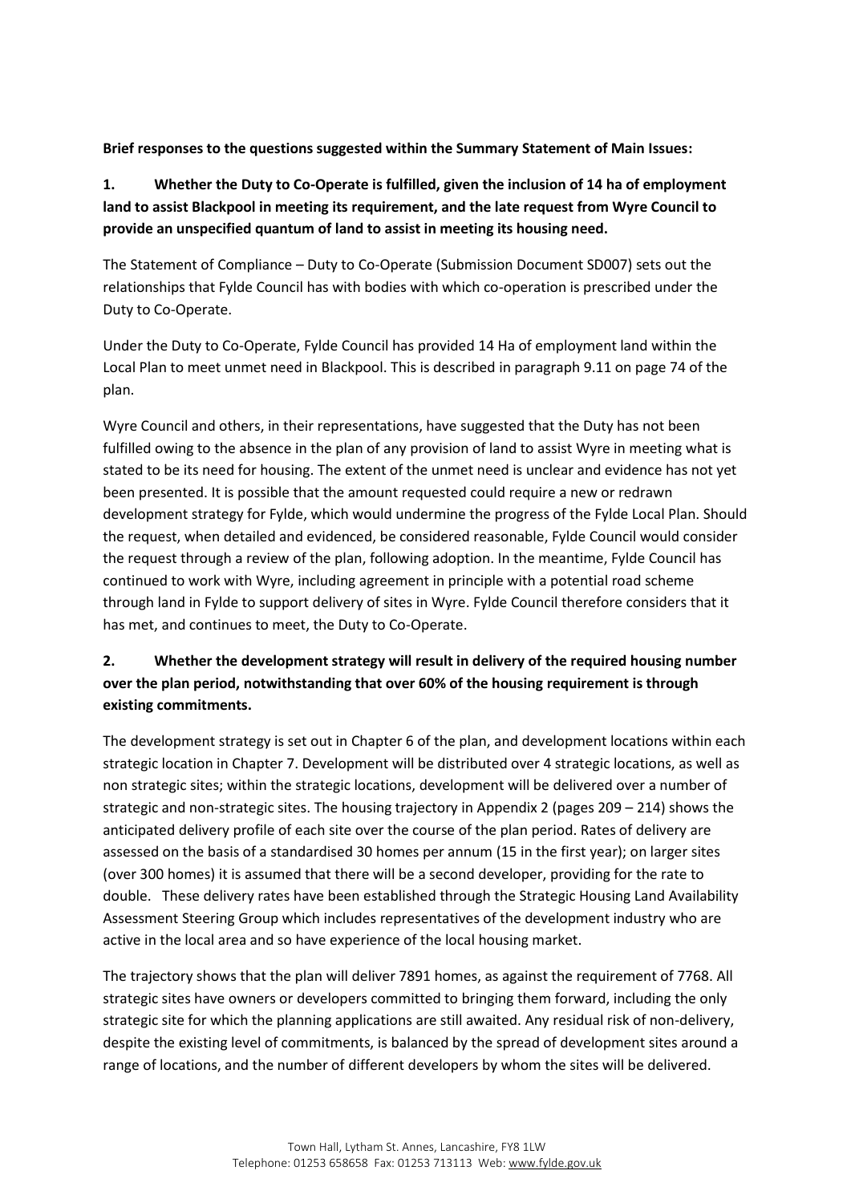**Brief responses to the questions suggested within the Summary Statement of Main Issues:**

**1. Whether the Duty to Co-Operate is fulfilled, given the inclusion of 14 ha of employment land to assist Blackpool in meeting its requirement, and the late request from Wyre Council to provide an unspecified quantum of land to assist in meeting its housing need.**

The Statement of Compliance – Duty to Co-Operate (Submission Document SD007) sets out the relationships that Fylde Council has with bodies with which co-operation is prescribed under the Duty to Co-Operate.

Under the Duty to Co-Operate, Fylde Council has provided 14 Ha of employment land within the Local Plan to meet unmet need in Blackpool. This is described in paragraph 9.11 on page 74 of the plan.

Wyre Council and others, in their representations, have suggested that the Duty has not been fulfilled owing to the absence in the plan of any provision of land to assist Wyre in meeting what is stated to be its need for housing. The extent of the unmet need is unclear and evidence has not yet been presented. It is possible that the amount requested could require a new or redrawn development strategy for Fylde, which would undermine the progress of the Fylde Local Plan. Should the request, when detailed and evidenced, be considered reasonable, Fylde Council would consider the request through a review of the plan, following adoption. In the meantime, Fylde Council has continued to work with Wyre, including agreement in principle with a potential road scheme through land in Fylde to support delivery of sites in Wyre. Fylde Council therefore considers that it has met, and continues to meet, the Duty to Co-Operate.

**2. Whether the development strategy will result in delivery of the required housing number over the plan period, notwithstanding that over 60% of the housing requirement is through existing commitments.**

The development strategy is set out in Chapter 6 of the plan, and development locations within each strategic location in Chapter 7. Development will be distributed over 4 strategic locations, as well as non strategic sites; within the strategic locations, development will be delivered over a number of strategic and non-strategic sites. The housing trajectory in Appendix 2 (pages 209 – 214) shows the anticipated delivery profile of each site over the course of the plan period. Rates of delivery are assessed on the basis of a standardised 30 homes per annum (15 in the first year); on larger sites (over 300 homes) it is assumed that there will be a second developer, providing for the rate to double. These delivery rates have been established through the Strategic Housing Land Availability Assessment Steering Group which includes representatives of the development industry who are active in the local area and so have experience of the local housing market.

The trajectory shows that the plan will deliver 7891 homes, as against the requirement of 7768. All strategic sites have owners or developers committed to bringing them forward, including the only strategic site for which the planning applications are still awaited. Any residual risk of non-delivery, despite the existing level of commitments, is balanced by the spread of development sites around a range of locations, and the number of different developers by whom the sites will be delivered.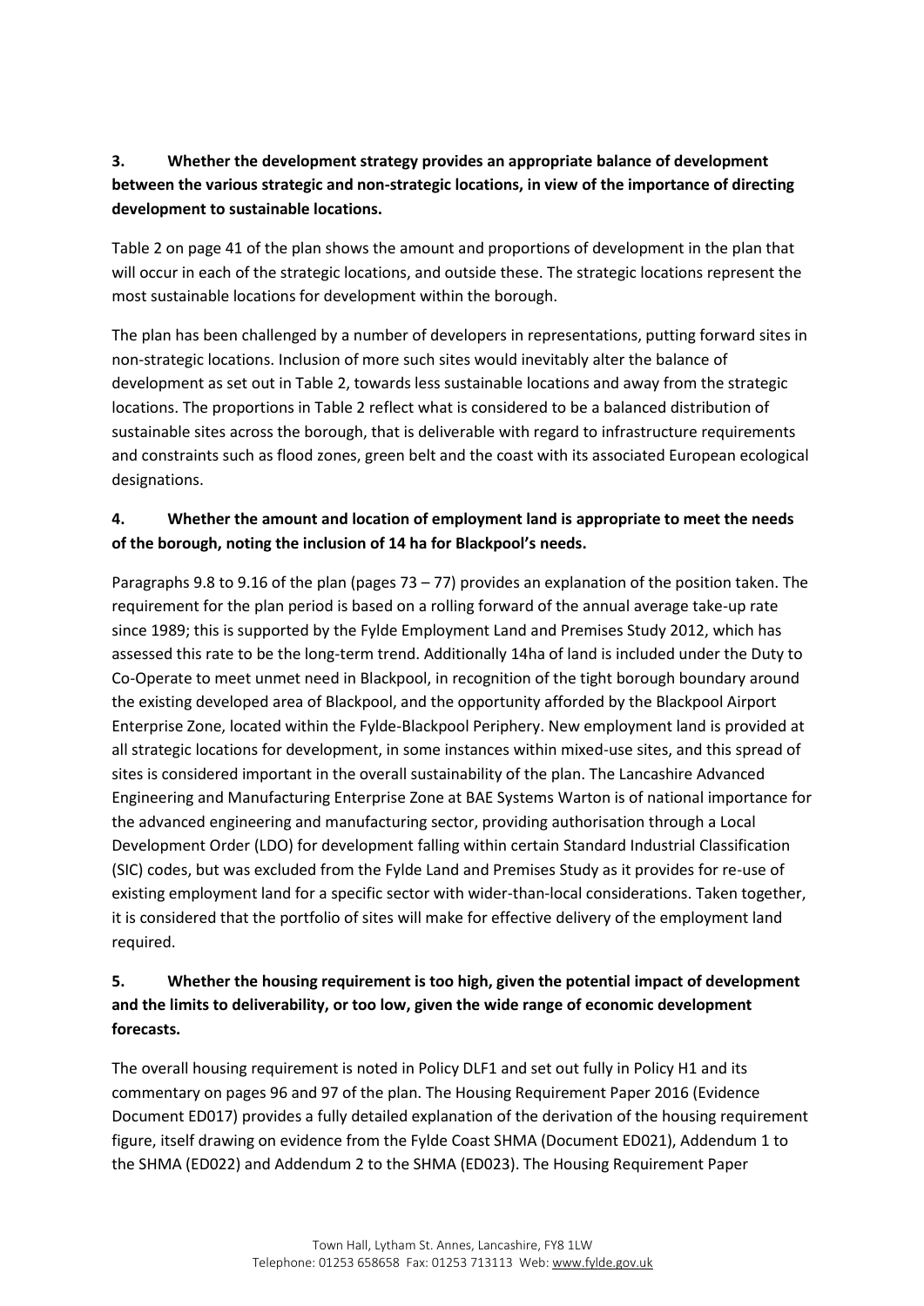**3. Whether the development strategy provides an appropriate balance of development between the various strategic and non-strategic locations, in view of the importance of directing development to sustainable locations.**

Table 2 on page 41 of the plan shows the amount and proportions of development in the plan that will occur in each of the strategic locations, and outside these. The strategic locations represent the most sustainable locations for development within the borough.

The plan has been challenged by a number of developers in representations, putting forward sites in non-strategic locations. Inclusion of more such sites would inevitably alter the balance of development as set out in Table 2, towards less sustainable locations and away from the strategic locations. The proportions in Table 2 reflect what is considered to be a balanced distribution of sustainable sites across the borough, that is deliverable with regard to infrastructure requirements and constraints such as flood zones, green belt and the coast with its associated European ecological designations.

**4. Whether the amount and location of employment land is appropriate to meet the needs of the borough, noting the inclusion of 14 ha for Blackpool's needs.**

Paragraphs 9.8 to 9.16 of the plan (pages 73 – 77) provides an explanation of the position taken. The requirement for the plan period is based on a rolling forward of the annual average take-up rate since 1989; this is supported by the Fylde Employment Land and Premises Study 2012, which has assessed this rate to be the long-term trend. Additionally 14ha of land is included under the Duty to Co-Operate to meet unmet need in Blackpool, in recognition of the tight borough boundary around the existing developed area of Blackpool, and the opportunity afforded by the Blackpool Airport Enterprise Zone, located within the Fylde-Blackpool Periphery. New employment land is provided at all strategic locations for development, in some instances within mixed-use sites, and this spread of sites is considered important in the overall sustainability of the plan. The Lancashire Advanced Engineering and Manufacturing Enterprise Zone at BAE Systems Warton is of national importance for the advanced engineering and manufacturing sector, providing authorisation through a Local Development Order (LDO) for development falling within certain Standard Industrial Classification (SIC) codes, but was excluded from the Fylde Land and Premises Study as it provides for re-use of existing employment land for a specific sector with wider-than-local considerations. Taken together, it is considered that the portfolio of sites will make for effective delivery of the employment land required.

**5. Whether the housing requirement is too high, given the potential impact of development and the limits to deliverability, or too low, given the wide range of economic development forecasts.**

The overall housing requirement is noted in Policy DLF1 and set out fully in Policy H1 and its commentary on pages 96 and 97 of the plan. The Housing Requirement Paper 2016 (Evidence Document ED017) provides a fully detailed explanation of the derivation of the housing requirement figure, itself drawing on evidence from the Fylde Coast SHMA (Document ED021), Addendum 1 to the SHMA (ED022) and Addendum 2 to the SHMA (ED023). The Housing Requirement Paper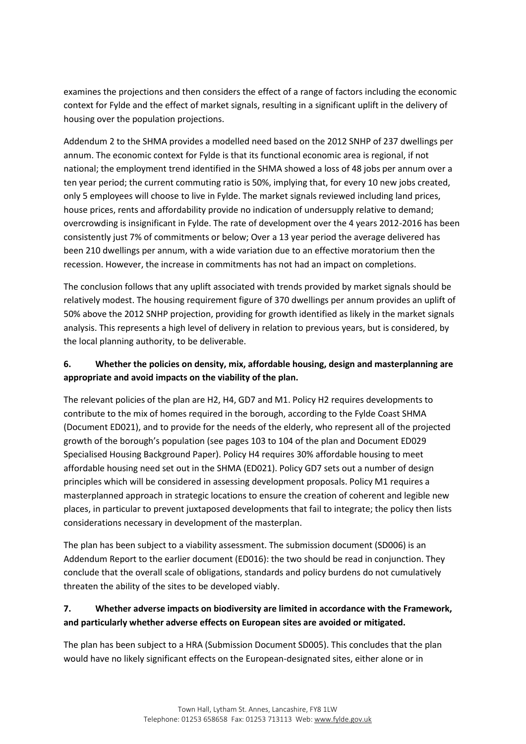examines the projections and then considers the effect of a range of factors including the economic context for Fylde and the effect of market signals, resulting in a significant uplift in the delivery of housing over the population projections.

Addendum 2 to the SHMA provides a modelled need based on the 2012 SNHP of 237 dwellings per annum. The economic context for Fylde is that its functional economic area is regional, if not national; the employment trend identified in the SHMA showed a loss of 48 jobs per annum over a ten year period; the current commuting ratio is 50%, implying that, for every 10 new jobs created, only 5 employees will choose to live in Fylde. The market signals reviewed including land prices, house prices, rents and affordability provide no indication of undersupply relative to demand; overcrowding is insignificant in Fylde. The rate of development over the 4 years 2012-2016 has been consistently just 7% of commitments or below; Over a 13 year period the average delivered has been 210 dwellings per annum, with a wide variation due to an effective moratorium then the recession. However, the increase in commitments has not had an impact on completions.

The conclusion follows that any uplift associated with trends provided by market signals should be relatively modest. The housing requirement figure of 370 dwellings per annum provides an uplift of 50% above the 2012 SNHP projection, providing for growth identified as likely in the market signals analysis. This represents a high level of delivery in relation to previous years, but is considered, by the local planning authority, to be deliverable.

**6. Whether the policies on density, mix, affordable housing, design and masterplanning are appropriate and avoid impacts on the viability of the plan.**

The relevant policies of the plan are H2, H4, GD7 and M1. Policy H2 requires developments to contribute to the mix of homes required in the borough, according to the Fylde Coast SHMA (Document ED021), and to provide for the needs of the elderly, who represent all of the projected growth of the borough's population (see pages 103 to 104 of the plan and Document ED029 Specialised Housing Background Paper). Policy H4 requires 30% affordable housing to meet affordable housing need set out in the SHMA (ED021). Policy GD7 sets out a number of design principles which will be considered in assessing development proposals. Policy M1 requires a masterplanned approach in strategic locations to ensure the creation of coherent and legible new places, in particular to prevent juxtaposed developments that fail to integrate; the policy then lists considerations necessary in development of the masterplan.

The plan has been subject to a viability assessment. The submission document (SD006) is an Addendum Report to the earlier document (ED016): the two should be read in conjunction. They conclude that the overall scale of obligations, standards and policy burdens do not cumulatively threaten the ability of the sites to be developed viably.

**7. Whether adverse impacts on biodiversity are limited in accordance with the Framework, and particularly whether adverse effects on European sites are avoided or mitigated.**

The plan has been subject to a HRA (Submission Document SD005). This concludes that the plan would have no likely significant effects on the European-designated sites, either alone or in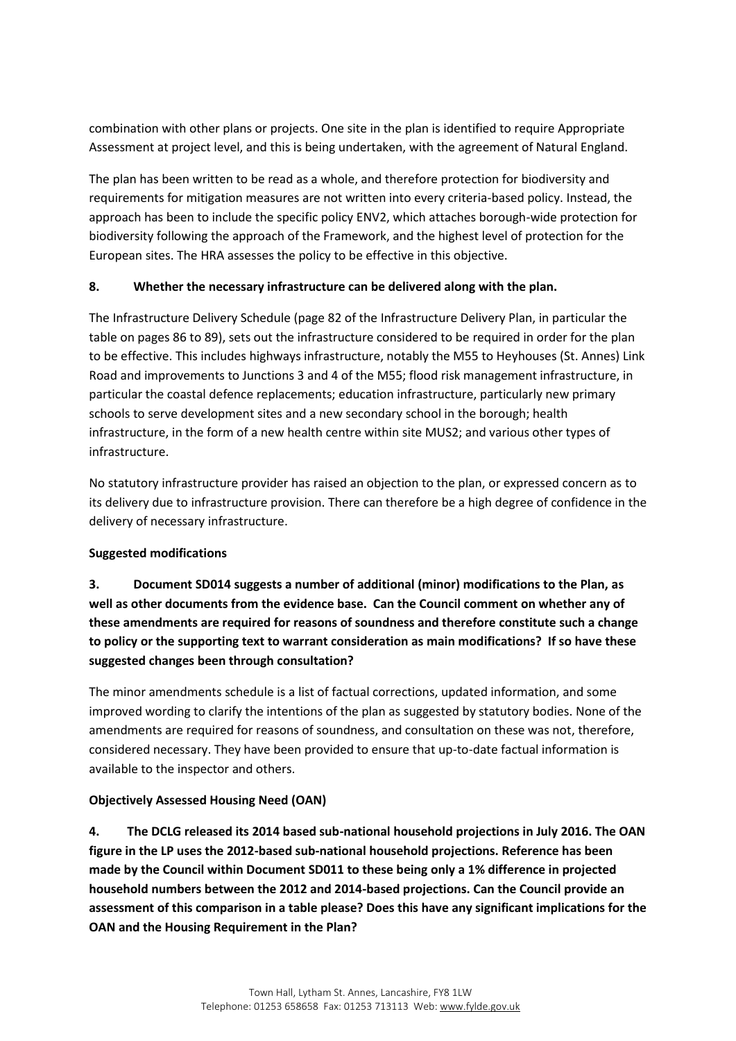combination with other plans or projects. One site in the plan is identified to require Appropriate Assessment at project level, and this is being undertaken, with the agreement of Natural England.

The plan has been written to be read as a whole, and therefore protection for biodiversity and requirements for mitigation measures are not written into every criteria-based policy. Instead, the approach has been to include the specific policy ENV2, which attaches borough-wide protection for biodiversity following the approach of the Framework, and the highest level of protection for the European sites. The HRA assesses the policy to be effective in this objective.

**8. Whether the necessary infrastructure can be delivered along with the plan.**

The Infrastructure Delivery Schedule (page 82 of the Infrastructure Delivery Plan, in particular the table on pages 86 to 89), sets out the infrastructure considered to be required in order for the plan to be effective. This includes highways infrastructure, notably the M55 to Heyhouses (St. Annes) Link Road and improvements to Junctions 3 and 4 of the M55; flood risk management infrastructure, in particular the coastal defence replacements; education infrastructure, particularly new primary schools to serve development sites and a new secondary school in the borough; health infrastructure, in the form of a new health centre within site MUS2; and various other types of infrastructure.

No statutory infrastructure provider has raised an objection to the plan, or expressed concern as to its delivery due to infrastructure provision. There can therefore be a high degree of confidence in the delivery of necessary infrastructure.

**Suggested modifications**

**3. Document SD014 suggests a number of additional (minor) modifications to the Plan, as well as other documents from the evidence base. Can the Council comment on whether any of these amendments are required for reasons of soundness and therefore constitute such a change to policy or the supporting text to warrant consideration as main modifications? If so have these suggested changes been through consultation?**

The minor amendments schedule is a list of factual corrections, updated information, and some improved wording to clarify the intentions of the plan as suggested by statutory bodies. None of the amendments are required for reasons of soundness, and consultation on these was not, therefore, considered necessary. They have been provided to ensure that up-to-date factual information is available to the inspector and others.

**Objectively Assessed Housing Need (OAN)**

**4. The DCLG released its 2014 based sub-national household projections in July 2016. The OAN figure in the LP uses the 2012-based sub-national household projections. Reference has been made by the Council within Document SD011 to these being only a 1% difference in projected household numbers between the 2012 and 2014-based projections. Can the Council provide an assessment of this comparison in a table please? Does this have any significant implications for the OAN and the Housing Requirement in the Plan?**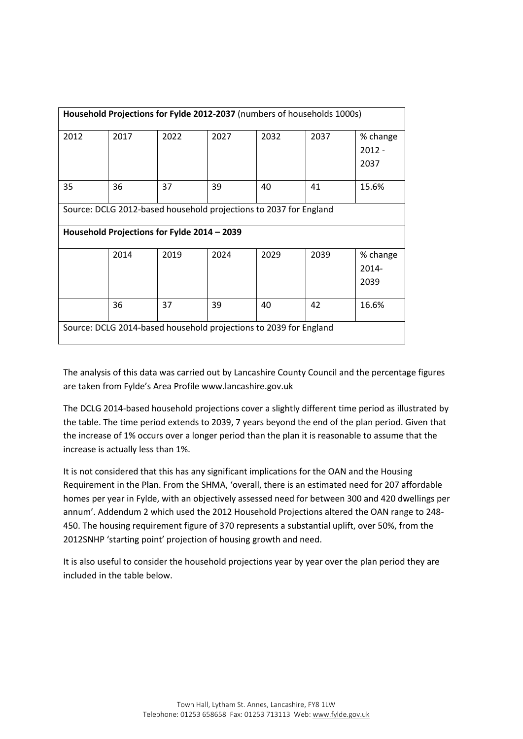| **Household Projections for Fylde 2012-2037** (numbers of households 1000s) | | | | | | |
|---|---|---|---|---|---|---|
| 2012 | 2017 | 2022 | 2027 | 2032 | 2037 | % change 2012 - 2037 |
| 35 | 36 | 37 | 39 | 40 | 41 | 15.6% |
| Source: DCLG 2012-based household projections to 2037 for England | | | | | | |
| **Household Projections for Fylde 2014 – 2039** | | | | | | |
| | 2014 | 2019 | 2024 | 2029 | 2039 | % change 2014-2039 |
| | 36 | 37 | 39 | 40 | 42 | 16.6% |
| Source: DCLG 2014-based household projections to 2039 for England | | | | | | |

The analysis of this data was carried out by Lancashire County Council and the percentage figures are taken from Fylde's Area Profile www.lancashire.gov.uk

The DCLG 2014-based household projections cover a slightly different time period as illustrated by the table. The time period extends to 2039, 7 years beyond the end of the plan period. Given that the increase of 1% occurs over a longer period than the plan it is reasonable to assume that the increase is actually less than 1%.

It is not considered that this has any significant implications for the OAN and the Housing Requirement in the Plan. From the SHMA, 'overall, there is an estimated need for 207 affordable homes per year in Fylde, with an objectively assessed need for between 300 and 420 dwellings per annum'. Addendum 2 which used the 2012 Household Projections altered the OAN range to 248-450. The housing requirement figure of 370 represents a substantial uplift, over 50%, from the 2012SNHP 'starting point' projection of housing growth and need.

It is also useful to consider the household projections year by year over the plan period they are included in the table below.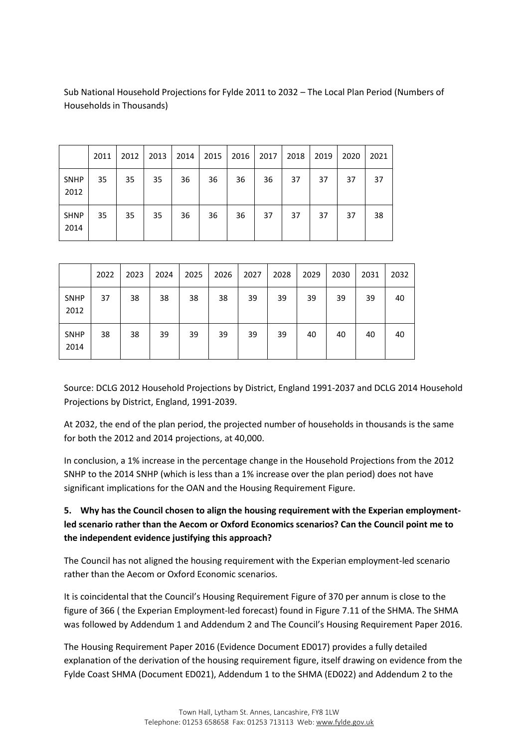Sub National Household Projections for Fylde 2011 to 2032 – The Local Plan Period (Numbers of Households in Thousands)

| | 2011 | 2012 | 2013 | 2014 | 2015 | 2016 | 2017 | 2018 | 2019 | 2020 | 2021 |
|---|---|---|---|---|---|---|---|---|---|---|---|
| SNHP 2012 | 35 | 35 | 35 | 36 | 36 | 36 | 36 | 37 | 37 | 37 | 37 |
| SHNP 2014 | 35 | 35 | 35 | 36 | 36 | 36 | 37 | 37 | 37 | 37 | 38 |

| | 2022 | 2023 | 2024 | 2025 | 2026 | 2027 | 2028 | 2029 | 2030 | 2031 | 2032 |
|---|---|---|---|---|---|---|---|---|---|---|---|
| SNHP 2012 | 37 | 38 | 38 | 38 | 38 | 39 | 39 | 39 | 39 | 39 | 40 |
| SNHP 2014 | 38 | 38 | 39 | 39 | 39 | 39 | 39 | 40 | 40 | 40 | 40 |

Source: DCLG 2012 Household Projections by District, England 1991-2037 and DCLG 2014 Household Projections by District, England, 1991-2039.

At 2032, the end of the plan period, the projected number of households in thousands is the same for both the 2012 and 2014 projections, at 40,000.

In conclusion, a 1% increase in the percentage change in the Household Projections from the 2012 SNHP to the 2014 SNHP (which is less than a 1% increase over the plan period) does not have significant implications for the OAN and the Housing Requirement Figure.

**5. Why has the Council chosen to align the housing requirement with the Experian employment-led scenario rather than the Aecom or Oxford Economics scenarios? Can the Council point me to the independent evidence justifying this approach?**

The Council has not aligned the housing requirement with the Experian employment-led scenario rather than the Aecom or Oxford Economic scenarios.

It is coincidental that the Council's Housing Requirement Figure of 370 per annum is close to the figure of 366 ( the Experian Employment-led forecast) found in Figure 7.11 of the SHMA. The SHMA was followed by Addendum 1 and Addendum 2 and The Council's Housing Requirement Paper 2016.

The Housing Requirement Paper 2016 (Evidence Document ED017) provides a fully detailed explanation of the derivation of the housing requirement figure, itself drawing on evidence from the Fylde Coast SHMA (Document ED021), Addendum 1 to the SHMA (ED022) and Addendum 2 to the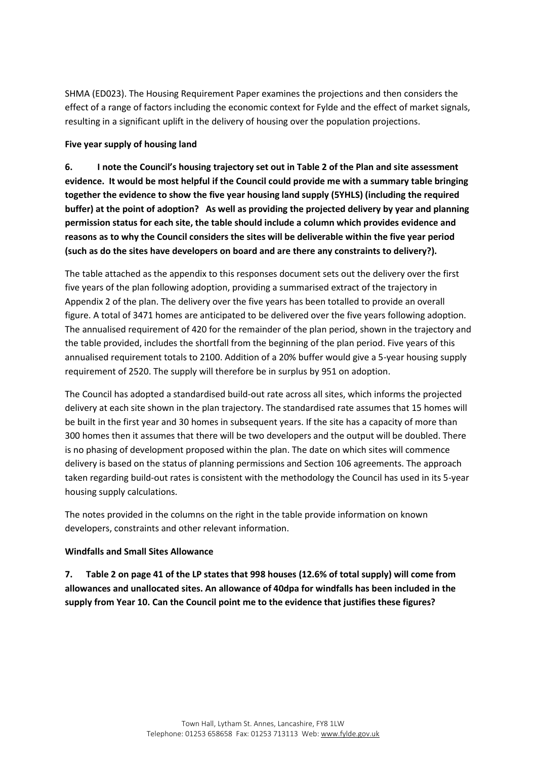SHMA (ED023). The Housing Requirement Paper examines the projections and then considers the effect of a range of factors including the economic context for Fylde and the effect of market signals, resulting in a significant uplift in the delivery of housing over the population projections.

**Five year supply of housing land**

**6. I note the Council's housing trajectory set out in Table 2 of the Plan and site assessment evidence. It would be most helpful if the Council could provide me with a summary table bringing together the evidence to show the five year housing land supply (5YHLS) (including the required buffer) at the point of adoption? As well as providing the projected delivery by year and planning permission status for each site, the table should include a column which provides evidence and reasons as to why the Council considers the sites will be deliverable within the five year period (such as do the sites have developers on board and are there any constraints to delivery?).**

The table attached as the appendix to this responses document sets out the delivery over the first five years of the plan following adoption, providing a summarised extract of the trajectory in Appendix 2 of the plan. The delivery over the five years has been totalled to provide an overall figure. A total of 3471 homes are anticipated to be delivered over the five years following adoption. The annualised requirement of 420 for the remainder of the plan period, shown in the trajectory and the table provided, includes the shortfall from the beginning of the plan period. Five years of this annualised requirement totals to 2100. Addition of a 20% buffer would give a 5-year housing supply requirement of 2520. The supply will therefore be in surplus by 951 on adoption.

The Council has adopted a standardised build-out rate across all sites, which informs the projected delivery at each site shown in the plan trajectory. The standardised rate assumes that 15 homes will be built in the first year and 30 homes in subsequent years. If the site has a capacity of more than 300 homes then it assumes that there will be two developers and the output will be doubled. There is no phasing of development proposed within the plan. The date on which sites will commence delivery is based on the status of planning permissions and Section 106 agreements. The approach taken regarding build-out rates is consistent with the methodology the Council has used in its 5-year housing supply calculations.

The notes provided in the columns on the right in the table provide information on known developers, constraints and other relevant information.

**Windfalls and Small Sites Allowance**

**7. Table 2 on page 41 of the LP states that 998 houses (12.6% of total supply) will come from allowances and unallocated sites. An allowance of 40dpa for windfalls has been included in the supply from Year 10. Can the Council point me to the evidence that justifies these figures?**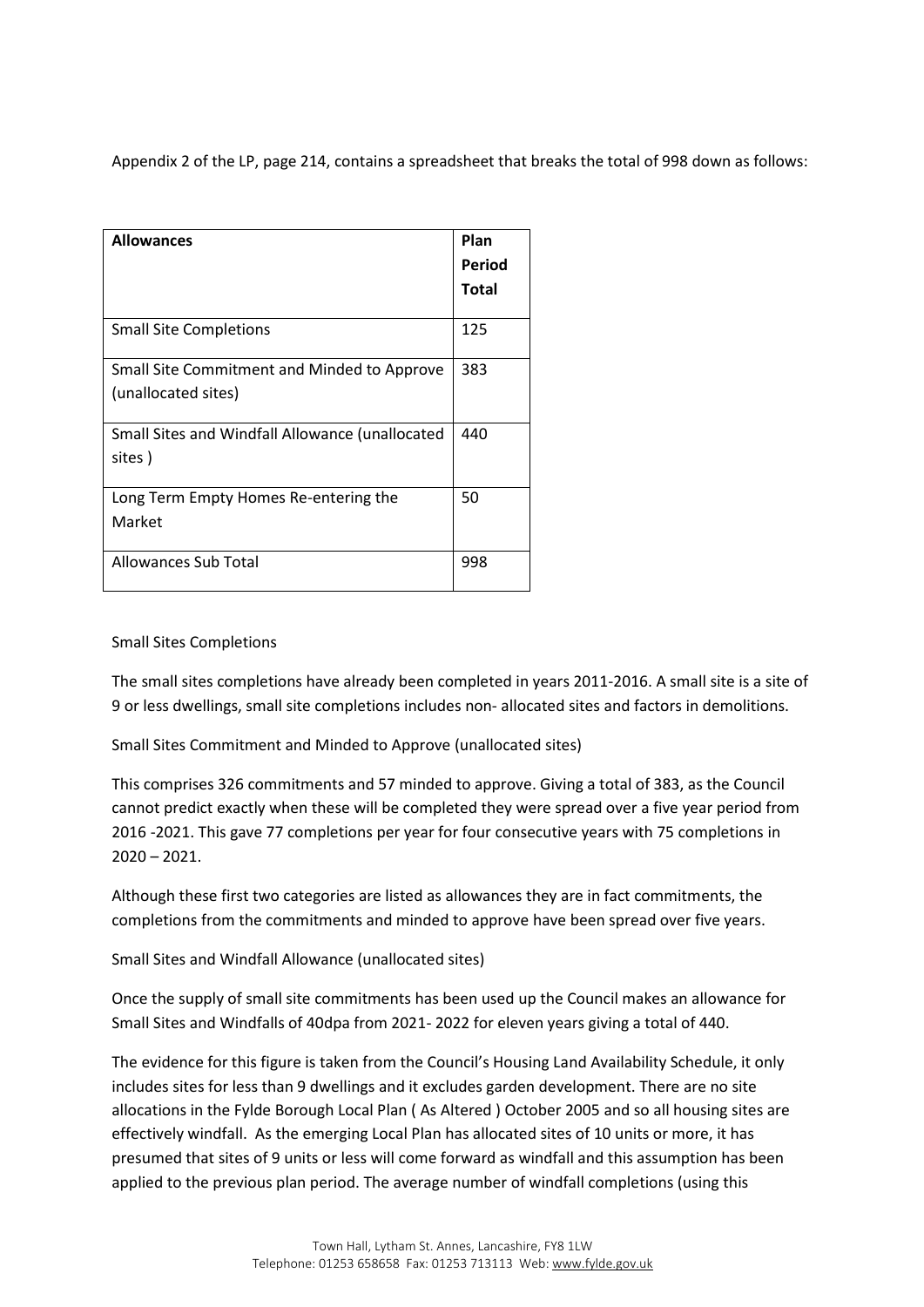Appendix 2 of the LP, page 214, contains a spreadsheet that breaks the total of 998 down as follows:

| **Allowances** | **Plan Period Total** |
|---|---|
| Small Site Completions | 125 |
| Small Site Commitment and Minded to Approve (unallocated sites) | 383 |
| Small Sites and Windfall Allowance (unallocated sites ) | 440 |
| Long Term Empty Homes Re-entering the Market | 50 |
| Allowances Sub Total | 998 |

Small Sites Completions

The small sites completions have already been completed in years 2011-2016. A small site is a site of 9 or less dwellings, small site completions includes non- allocated sites and factors in demolitions.

Small Sites Commitment and Minded to Approve (unallocated sites)

This comprises 326 commitments and 57 minded to approve. Giving a total of 383, as the Council cannot predict exactly when these will be completed they were spread over a five year period from 2016 -2021. This gave 77 completions per year for four consecutive years with 75 completions in 2020 – 2021.

Although these first two categories are listed as allowances they are in fact commitments, the completions from the commitments and minded to approve have been spread over five years.

Small Sites and Windfall Allowance (unallocated sites)

Once the supply of small site commitments has been used up the Council makes an allowance for Small Sites and Windfalls of 40dpa from 2021- 2022 for eleven years giving a total of 440.

The evidence for this figure is taken from the Council's Housing Land Availability Schedule, it only includes sites for less than 9 dwellings and it excludes garden development. There are no site allocations in the Fylde Borough Local Plan ( As Altered ) October 2005 and so all housing sites are effectively windfall. As the emerging Local Plan has allocated sites of 10 units or more, it has presumed that sites of 9 units or less will come forward as windfall and this assumption has been applied to the previous plan period. The average number of windfall completions (using this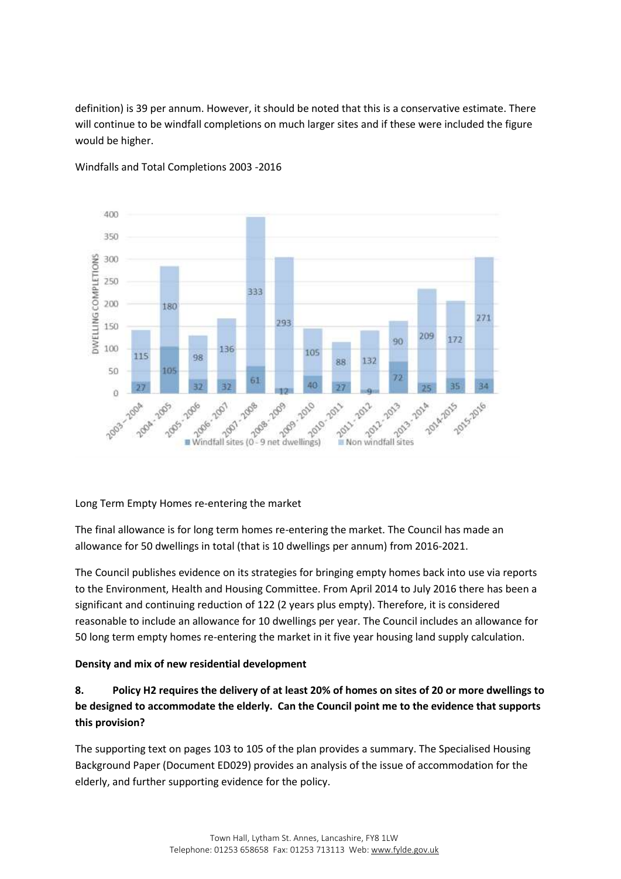definition) is 39 per annum. However, it should be noted that this is a conservative estimate. There will continue to be windfall completions on much larger sites and if these were included the figure would be higher.

Windfalls and Total Completions 2003 -2016

| Year | Windfall sites (0 - 9 net dwellings) | Non windfall sites |
|---|---|---|
| 2003-2004 | 27 | 115 |
| 2004-2005 | 105 | 180 |
| 2005-2006 | 32 | 98 |
| 2006-2007 | 32 | 136 |
| 2007-2008 | 61 | 333 |
| 2008-2009 | 12 | 293 |
| 2009-2010 | 40 | 105 |
| 2010-2011 | 27 | 88 |
| 2011-2012 | 9 | 132 |
| 2012-2013 | 72 | 90 |
| 2013-2014 | 25 | 209 |
| 2014-2015 | 35 | 172 |
| 2015-2016 | 34 | 271 |

Long Term Empty Homes re-entering the market

The final allowance is for long term homes re-entering the market. The Council has made an allowance for 50 dwellings in total (that is 10 dwellings per annum) from 2016-2021.

The Council publishes evidence on its strategies for bringing empty homes back into use via reports to the Environment, Health and Housing Committee. From April 2014 to July 2016 there has been a significant and continuing reduction of 122 (2 years plus empty). Therefore, it is considered reasonable to include an allowance for 10 dwellings per year. The Council includes an allowance for 50 long term empty homes re-entering the market in it five year housing land supply calculation.

**Density and mix of new residential development**

**8. Policy H2 requires the delivery of at least 20% of homes on sites of 20 or more dwellings to be designed to accommodate the elderly. Can the Council point me to the evidence that supports this provision?**

The supporting text on pages 103 to 105 of the plan provides a summary. The Specialised Housing Background Paper (Document ED029) provides an analysis of the issue of accommodation for the elderly, and further supporting evidence for the policy.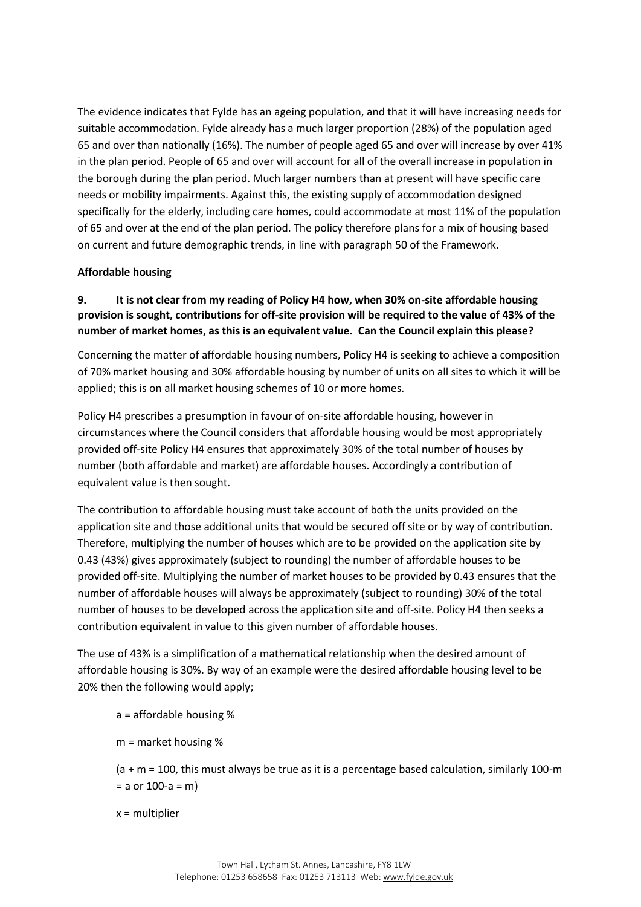The evidence indicates that Fylde has an ageing population, and that it will have increasing needs for suitable accommodation. Fylde already has a much larger proportion (28%) of the population aged 65 and over than nationally (16%). The number of people aged 65 and over will increase by over 41% in the plan period. People of 65 and over will account for all of the overall increase in population in the borough during the plan period. Much larger numbers than at present will have specific care needs or mobility impairments. Against this, the existing supply of accommodation designed specifically for the elderly, including care homes, could accommodate at most 11% of the population of 65 and over at the end of the plan period. The policy therefore plans for a mix of housing based on current and future demographic trends, in line with paragraph 50 of the Framework.

**Affordable housing**

**9. It is not clear from my reading of Policy H4 how, when 30% on-site affordable housing provision is sought, contributions for off-site provision will be required to the value of 43% of the number of market homes, as this is an equivalent value. Can the Council explain this please?**

Concerning the matter of affordable housing numbers, Policy H4 is seeking to achieve a composition of 70% market housing and 30% affordable housing by number of units on all sites to which it will be applied; this is on all market housing schemes of 10 or more homes.

Policy H4 prescribes a presumption in favour of on-site affordable housing, however in circumstances where the Council considers that affordable housing would be most appropriately provided off-site Policy H4 ensures that approximately 30% of the total number of houses by number (both affordable and market) are affordable houses. Accordingly a contribution of equivalent value is then sought.

The contribution to affordable housing must take account of both the units provided on the application site and those additional units that would be secured off site or by way of contribution. Therefore, multiplying the number of houses which are to be provided on the application site by 0.43 (43%) gives approximately (subject to rounding) the number of affordable houses to be provided off-site. Multiplying the number of market houses to be provided by 0.43 ensures that the number of affordable houses will always be approximately (subject to rounding) 30% of the total number of houses to be developed across the application site and off-site. Policy H4 then seeks a contribution equivalent in value to this given number of affordable houses.

The use of 43% is a simplification of a mathematical relationship when the desired amount of affordable housing is 30%. By way of an example were the desired affordable housing level to be 20% then the following would apply;

$a$ = affordable housing %

$m$ = market housing %

($a + m = 100$, this must always be true as it is a percentage based calculation, similarly $100-m = a$ or $100-a = m$)

$x$ = multiplier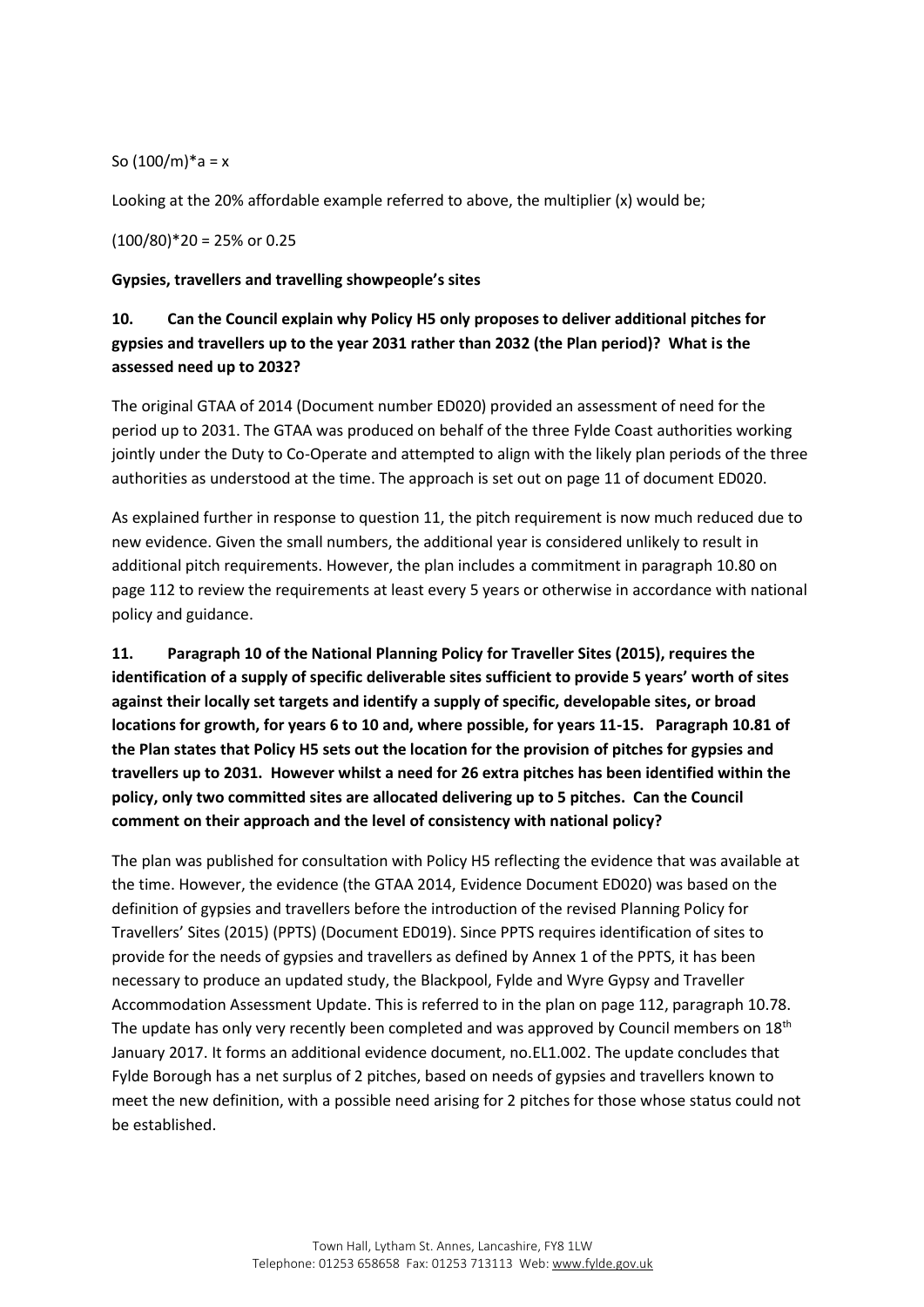So $(100/m)*a = x$

Looking at the 20% affordable example referred to above, the multiplier (x) would be;

$(100/80)*20 = 25\%$ or 0.25

**Gypsies, travellers and travelling showpeople's sites**

**10. Can the Council explain why Policy H5 only proposes to deliver additional pitches for gypsies and travellers up to the year 2031 rather than 2032 (the Plan period)? What is the assessed need up to 2032?**

The original GTAA of 2014 (Document number ED020) provided an assessment of need for the period up to 2031. The GTAA was produced on behalf of the three Fylde Coast authorities working jointly under the Duty to Co-Operate and attempted to align with the likely plan periods of the three authorities as understood at the time. The approach is set out on page 11 of document ED020.

As explained further in response to question 11, the pitch requirement is now much reduced due to new evidence. Given the small numbers, the additional year is considered unlikely to result in additional pitch requirements. However, the plan includes a commitment in paragraph 10.80 on page 112 to review the requirements at least every 5 years or otherwise in accordance with national policy and guidance.

**11. Paragraph 10 of the National Planning Policy for Traveller Sites (2015), requires the identification of a supply of specific deliverable sites sufficient to provide 5 years' worth of sites against their locally set targets and identify a supply of specific, developable sites, or broad locations for growth, for years 6 to 10 and, where possible, for years 11-15. Paragraph 10.81 of the Plan states that Policy H5 sets out the location for the provision of pitches for gypsies and travellers up to 2031. However whilst a need for 26 extra pitches has been identified within the policy, only two committed sites are allocated delivering up to 5 pitches. Can the Council comment on their approach and the level of consistency with national policy?**

The plan was published for consultation with Policy H5 reflecting the evidence that was available at the time. However, the evidence (the GTAA 2014, Evidence Document ED020) was based on the definition of gypsies and travellers before the introduction of the revised Planning Policy for Travellers' Sites (2015) (PPTS) (Document ED019). Since PPTS requires identification of sites to provide for the needs of gypsies and travellers as defined by Annex 1 of the PPTS, it has been necessary to produce an updated study, the Blackpool, Fylde and Wyre Gypsy and Traveller Accommodation Assessment Update. This is referred to in the plan on page 112, paragraph 10.78. The update has only very recently been completed and was approved by Council members on 18th January 2017. It forms an additional evidence document, no.EL1.002. The update concludes that Fylde Borough has a net surplus of 2 pitches, based on needs of gypsies and travellers known to meet the new definition, with a possible need arising for 2 pitches for those whose status could not be established.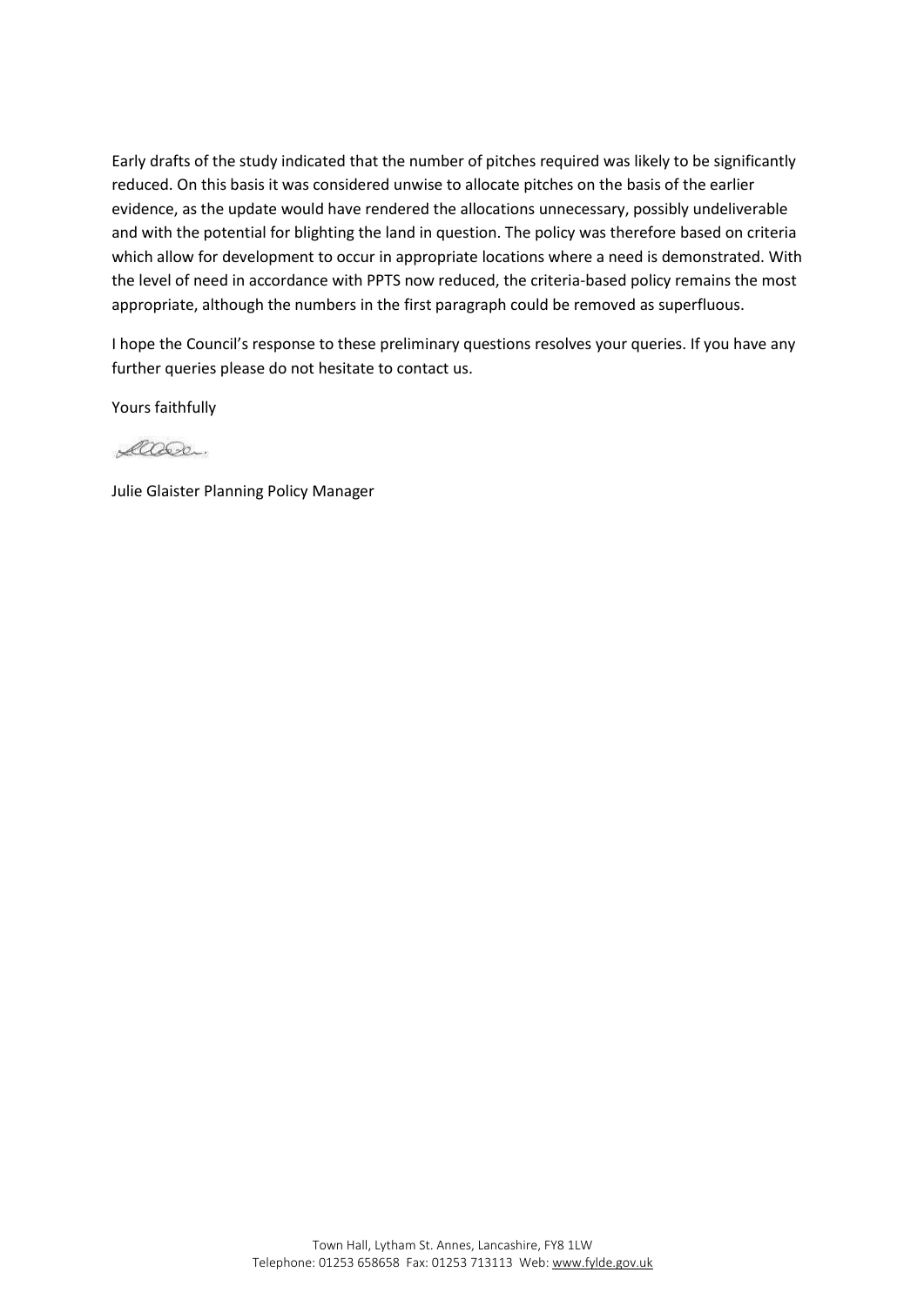Early drafts of the study indicated that the number of pitches required was likely to be significantly reduced. On this basis it was considered unwise to allocate pitches on the basis of the earlier evidence, as the update would have rendered the allocations unnecessary, possibly undeliverable and with the potential for blighting the land in question. The policy was therefore based on criteria which allow for development to occur in appropriate locations where a need is demonstrated. With the level of need in accordance with PPTS now reduced, the criteria-based policy remains the most appropriate, although the numbers in the first paragraph could be removed as superfluous.

I hope the Council's response to these preliminary questions resolves your queries. If you have any further queries please do not hesitate to contact us.

Yours faithfully

Julie Glaister Planning Policy Manager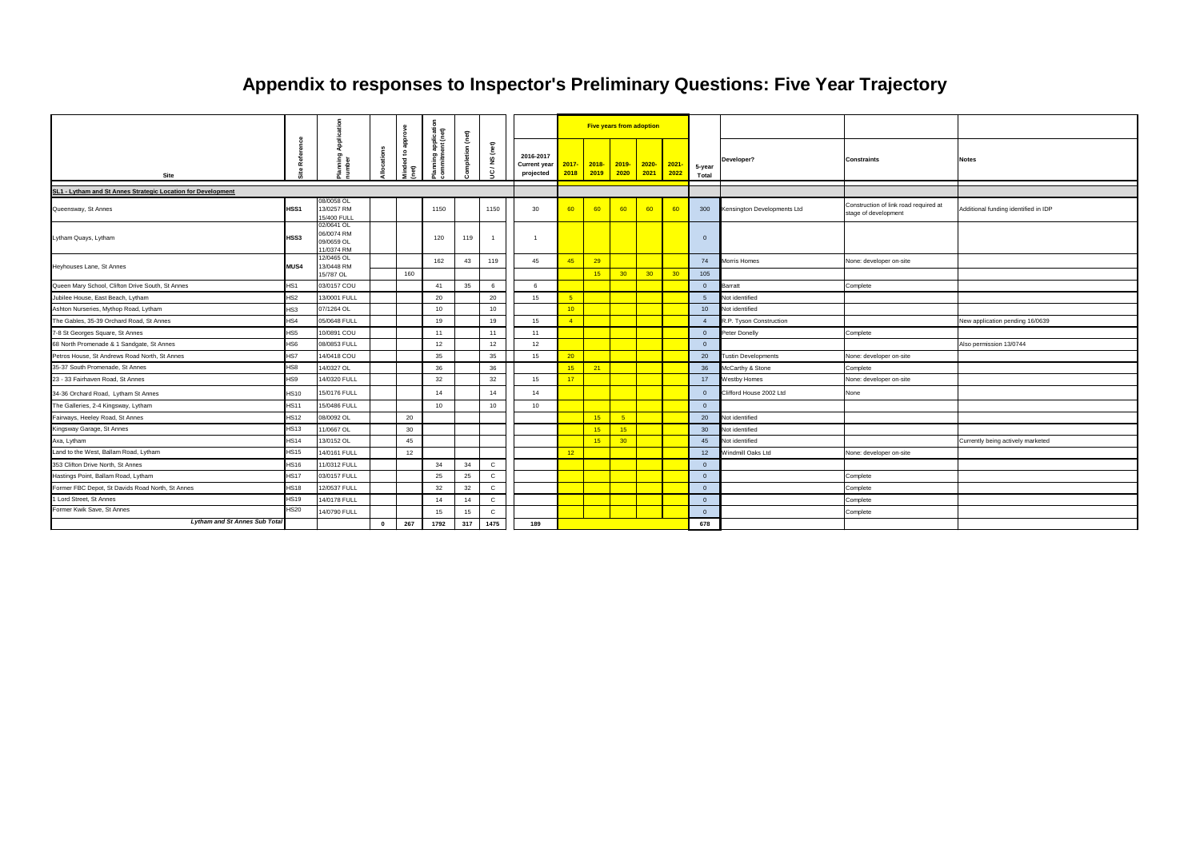# Appendix to responses to Inspector's Preliminary Questions: Five Year Trajectory

| Site | Site Reference | Planning Application number | Allocations | Minded to approve (net) | Planning application commitment (net) | Completion (net) | UC / NS (net) | 2016-2017 Current year projected | Five years from adoption 2017-2018 | 2018-2019 | 2019-2020 | 2020-2021 | 2021-2022 | 5-year Total | Developer? | Constraints | Notes |
|---|---|---|---|---|---|---|---|---|---|---|---|---|---|---|---|---|---|
| **SL1 - Lytham and St Annes Strategic Location for Development** | | | | | | | | | | | | | | | | | |
| Queensway, St Annes | HSS1 | 08/0058 OL 13/0257 RM 15/400 FULL | | | 1150 | | 1150 | 30 | 60 | 60 | 60 | 60 | 60 | 300 | Kensington Developments Ltd | Construction of link road required at stage of development | Additional funding identified in IDP |
| Lytham Quays, Lytham | HSS3 | 02/0641 OL 06/0074 RM 09/0659 OL 11/0374 RM | | | 120 | 119 | 1 | 1 | | | | | | 0 | | | |
| Heyhouses Lane, St Annes | MUS4 | 12/0465 OL 13/0448 RM | | | 162 | 43 | 119 | 45 | 45 | 29 | | | | 74 | Morris Homes | None: developer on-site | |
| | | 15/787 OL | | 160 | | | | | | 15 | 30 | 30 | 30 | 105 | | | |
| Queen Mary School, Clifton Drive South, St Annes | HS1 | 03/0157 COU | | | 41 | 35 | 6 | 6 | | | | | | 0 | Barratt | Complete | |
| Jubilee House, East Beach, Lytham | HS2 | 13/0001 FULL | | | 20 | | 20 | 15 | 5 | | | | | 5 | Not identified | | |
| Ashton Nurseries, Mythop Road, Lytham | HS3 | 07/1264 OL | | | 10 | | 10 | | 10 | | | | | 10 | Not identified | | |
| The Gables, 35-39 Orchard Road, St Annes | HS4 | 05/0648 FULL | | | 19 | | 19 | 15 | 4 | | | | | 4 | R.P. Tyson Construction | | New application pending 16/0639 |
| 7-8 St Georges Square, St Annes | HS5 | 10/0891 COU | | | 11 | | 11 | 11 | | | | | | 0 | Peter Donelly | Complete | |
| 68 North Promenade & 1 Sandgate, St Annes | HS6 | 08/0853 FULL | | | 12 | | 12 | 12 | | | | | | 0 | | | Also permission 13/0744 |
| Petros House, St Andrews Road North, St Annes | HS7 | 14/0418 COU | | | 35 | | 35 | 15 | 20 | | | | | 20 | Tustin Developments | None: developer on-site | |
| 35-37 South Promenade, St Annes | HS8 | 14/0327 OL | | | 36 | | 36 | | 15 | 21 | | | | 36 | McCarthy & Stone | Complete | |
| 23 - 33 Fairhaven Road, St Annes | HS9 | 14/0320 FULL | | | 32 | | 32 | 15 | 17 | | | | | 17 | Westby Homes | None: developer on-site | |
| 34-36 Orchard Road, Lytham St Annes | HS10 | 15/0176 FULL | | | 14 | | 14 | 14 | | | | | | 0 | Clifford House 2002 Ltd | None | |
| The Galleries, 2-4 Kingsway, Lytham | HS11 | 15/0486 FULL | | | 10 | | 10 | 10 | | | | | | 0 | | | |
| Fairways, Heeley Road, St Annes | HS12 | 08/0092 OL | | 20 | | | | | | 15 | 5 | | | 20 | Not identified | | |
| Kingsway Garage, St Annes | HS13 | 11/0667 OL | | 30 | | | | | | 15 | 15 | | | 30 | Not identified | | |
| Axa, Lytham | HS14 | 13/0152 OL | | 45 | | | | | | 15 | 30 | | | 45 | Not identified | | Currently being actively marketed |
| Land to the West, Ballam Road, Lytham | HS15 | 14/0161 FULL | | 12 | | | | | 12 | | | | | 12 | Windmill Oaks Ltd | None: developer on-site | |
| 353 Clifton Drive North, St Annes | HS16 | 11/0312 FULL | | | 34 | 34 | C | | | | | | | 0 | | | |
| Hastings Point, Ballam Road, Lytham | HS17 | 03/0157 FULL | | | 25 | 25 | C | | | | | | | 0 | | Complete | |
| Former FBC Depot, St Davids Road North, St Annes | HS18 | 12/0537 FULL | | | 32 | 32 | C | | | | | | | 0 | | Complete | |
| 1 Lord Street, St Annes | HS19 | 14/0178 FULL | | | 14 | 14 | C | | | | | | | 0 | | Complete | |
| Former Kwik Save, St Annes | HS20 | 14/0790 FULL | | | 15 | 15 | C | | | | | | | 0 | | Complete | |
| ***Lytham and St Annes Sub Total*** | | | 0 | 267 | 1792 | 317 | 1475 | 189 | | | | | | 678 | | | |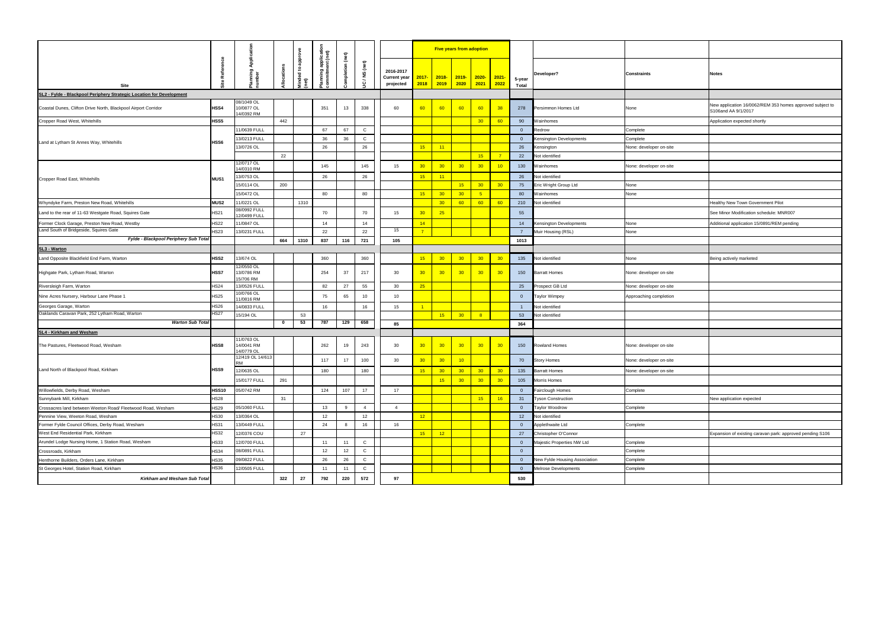| Site | Site Reference | Planning Application number | Allocations | Minded to approve (net) | Planning application commitment (net) | Completion (net) | UC / NS (net) | 2016-2017 Current year projected | Five years from adoption | | | | | 5-year Total | Developer? | Constraints | Notes |
|---|---|---|---|---|---|---|---|---|---|---|---|---|---|---|---|---|---|
| | | | | | | | | | 2017-2018 | 2018-2019 | 2019-2020 | 2020-2021 | 2021-2022 | | | | |
| **SL2 - Fylde - Blackpool Periphery Strategic Location for Development** | | | | | | | | | | | | | | | | | |
| Coastal Dunes, Clifton Drive North, Blackpool Airport Corridor | HSS4 | 08/1049 OL 10/0877 OL 14/0392 RM | | | 351 | 13 | 338 | 60 | 60 | 60 | 60 | 60 | 38 | 278 | Persimmon Homes Ltd | None | New application 16/0062/REM 353 homes approved subject to S106and AA 9/1/2017 |
| Cropper Road West, Whitehills | HSS5 | | 442 | | | | | | | | | 30 | 60 | 90 | Wainhomes | | Application expected shortly |
| Land at Lytham St Annes Way, Whitehills | HSS6 | 11/0639 FULL | | | 67 | 67 | C | | | | | | | 0 | Redrow | Complete | |
| | | 13/0213 FULL | | | 36 | 36 | C | | | | | | | 0 | Kensington Developments | Complete | |
| | | 13/0726 OL | | | 26 | | 26 | | 15 | 11 | | | | 26 | Kensington | None: developer on-site | |
| | | | 22 | | | | | | | | | 15 | 7 | 22 | Not identified | | |
| Cropper Road East, Whitehills | MUS1 | 12/0717 OL 14/0310 RM | | | 145 | | 145 | 15 | 30 | 30 | 30 | 30 | 10 | 130 | Wainhomes | None: developer on-site | |
| | | 13/0753 OL | | | 26 | | 26 | | 15 | 11 | | | | 26 | Not identified | | |
| | | 15/0114 OL | 200 | | | | | | | | 15 | 30 | 30 | 75 | Eric Wright Group Ltd | None | |
| | | 15/0472 OL | | | 80 | | 80 | | 15 | 30 | 30 | 5 | | 80 | Wainhomes | None | |
| Whyndyke Farm, Preston New Road, Whitehills | MUS2 | 11/0221 OL | | 1310 | | | | | | 30 | 60 | 60 | 60 | 210 | Not identified | | Healthy New Town Government Pilot |
| Land to the rear of 11-63 Westgate Road, Squires Gate | HS21 | 08/0992 FULL 12/0499 FULL | | | 70 | | 70 | 15 | 30 | 25 | | | | 55 | | | See Minor Modification schedule: MNR007 |
| Former Clock Garage, Preston New Road, Westby | HS22 | 11/0847 OL | | | 14 | | 14 | | 14 | | | | | 14 | Kensington Developments | None | Additional application 15/0891/REM pending |
| Land South of Bridgeside, Squires Gate | HS23 | 13/0231 FULL | | | 22 | | 22 | 15 | 7 | | | | | 7 | Muir Housing (RSL) | None | |
| ***Fylde - Blackpool Periphery Sub Total*** | | | 664 | 1310 | 837 | 116 | 721 | 105 | | | | | | 1013 | | | |
| **SL3 - Warton** | | | | | | | | | | | | | | | | | |
| Land Opposite Blackfield End Farm, Warton | HSS2 | 13/674 OL | | | 360 | | 360 | | 15 | 30 | 30 | 30 | 30 | 135 | Not identified | None | Being actively marketed |
| Highgate Park, Lytham Road, Warton | HSS7 | 12/0550 OL 13/0786 RM 15/706 RM | | | 254 | 37 | 217 | 30 | 30 | 30 | 30 | 30 | 30 | 150 | Barratt Homes | None: developer on-site | |
| Riversleigh Farm, Warton | HS24 | 13/0526 FULL | | | 82 | 27 | 55 | 30 | 25 | | | | | 25 | Prospect GB Ltd | None: developer on-site | |
| Nine Acres Nursery, Harbour Lane Phase 1 | HS25 | 10/0766 OL 11/0816 RM | | | 75 | 65 | 10 | 10 | | | | | | 0 | Taylor Wimpey | Approaching completion | |
| Georges Garage, Warton | HS26 | 14/0833 FULL | | | 16 | | 16 | 15 | 1 | | | | | 1 | Not identified | | |
| Oaklands Caravan Park, 252 Lytham Road, Warton | HS27 | 15/194 OL | | 53 | | | | | | 15 | 30 | 8 | | 53 | Not identified | | |
| ***Warton Sub Total*** | | | 0 | 53 | 787 | 129 | 658 | 85 | | | | | | 364 | | | |
| **SL4 - Kirkham and Wesham** | | | | | | | | | | | | | | | | | |
| The Pastures, Fleetwood Road, Wesham | HSS8 | 11/0763 OL 14/0041 RM 14/0779 OL | | | 262 | 19 | 243 | 30 | 30 | 30 | 30 | 30 | 30 | 150 | Rowland Homes | None: developer on-site | |
| Land North of Blackpool Road, Kirkham | HSS9 | 12/419 OL 14/613 RM | | | 117 | 17 | 100 | 30 | 30 | 30 | 10 | | | 70 | Story Homes | None: developer on-site | |
| | | 12/0635 OL | | | 180 | | 180 | | 15 | 30 | 30 | 30 | 30 | 135 | Barratt Homes | None: developer on-site | |
| | | 15/0177 FULL | 291 | | | | | | | 15 | 30 | 30 | 30 | 105 | Morris Homes | | |
| Willowfields, Derby Road, Wesham | HSS10 | 05/0742 RM | | | 124 | 107 | 17 | 17 | | | | | | 0 | Fairclough Homes | Complete | |
| Sunnybank Mill, Kirkham | HS28 | | 31 | | | | | | | | | 15 | 16 | 31 | Tyson Construction | | New application expected |
| Crossacres land between Weeton Road/ Fleetwood Road, Wesham | HS29 | 05/1060 FULL | | | 13 | 9 | 4 | 4 | | | | | | 0 | Taylor Woodrow | Complete | |
| Pennine View, Weeton Road, Wesham | HS30 | 13/0364 OL | | | 12 | | 12 | | 12 | | | | | 12 | Not identified | | |
| Former Fylde Council Offices, Derby Road, Wesham | HS31 | 13/0449 FULL | | | 24 | 8 | 16 | 16 | | | | | | 0 | Applethwaite Ltd | Complete | |
| West End Residential Park, Kirkham | HS32 | 12/0376 COU | | 27 | | | | | 15 | 12 | | | | 27 | Christopher O'Connor | | Expansion of existing caravan park: approved pending S106 |
| Arundel Lodge Nursing Home, 1 Station Road, Wesham | HS33 | 12/0700 FULL | | | 11 | 11 | C | | | | | | | 0 | Majestic Properties NW Ltd | Complete | |
| Crossroads, Kirkham | HS34 | 08/0891 FULL | | | 12 | 12 | C | | | | | | | 0 | | Complete | |
| Henthorne Builders, Orders Lane, Kirkham | HS35 | 09/0822 FULL | | | 26 | 26 | C | | | | | | | 0 | New Fylde Housing Association | Complete | |
| St Georges Hotel, Station Road, Kirkham | HS36 | 12/0505 FULL | | | 11 | 11 | C | | | | | | | 0 | Melrose Developments | Complete | |
| ***Kirkham and Wesham Sub Total*** | | | 322 | 27 | 792 | 220 | 572 | 97 | | | | | | 530 | | | |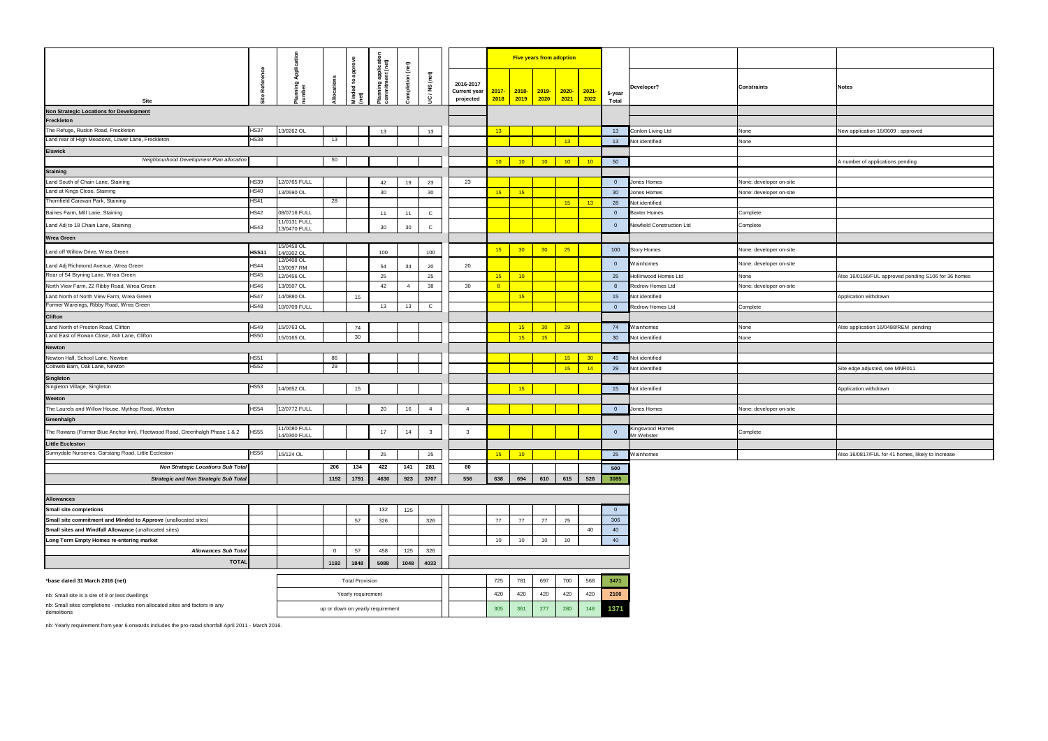| Site | Site Reference | Planning Application number | Allocations | Minded to approve (net) | Planning application commitment (net) | Completion (net) | UC / NS (net) | 2016-2017 Current year projected | Five years from adoption 2017-2018 | 2018-2019 | 2019-2020 | 2020-2021 | 2021-2022 | 5-year Total | Developer? | Constraints | Notes |
|---|---|---|---|---|---|---|---|---|---|---|---|---|---|---|---|---|---|
| **Non Strategic Locations for Development** | | | | | | | | | | | | | | | | | |
| **Freckleton** | | | | | | | | | | | | | | | | | |
| The Refuge, Ruskin Road, Freckleton | HS37 | 13/0262 OL | | | 13 | | 13 | | 13 | | | | | 13 | Conlon Living Ltd | None | New application 16/0609 : approved |
| Land rear of High Meadows, Lower Lane, Freckleton | HS38 | | 13 | | | | | | | | | 13 | | 13 | Not identified | None | |
| **Elswick** | | | | | | | | | | | | | | | | | |
| *Neighbourhood Development Plan allocation* | | | 50 | | | | | | 10 | 10 | 10 | 10 | 10 | 50 | | | A number of applications pending |
| **Staining** | | | | | | | | | | | | | | | | | |
| Land South of Chain Lane, Staining | HS39 | 12/0765 FULL | | | 42 | 19 | 23 | 23 | | | | | | 0 | Jones Homes | None: developer on-site | |
| Land at Kings Close, Staining | HS40 | 13/0590 OL | | | 30 | | 30 | | 15 | 15 | | | | 30 | Jones Homes | None: developer on-site | |
| Thornfield Caravan Park, Staining | HS41 | | 28 | | | | | | | | | 15 | 13 | 28 | Not identified | | |
| Baines Farm, Mill Lane, Staining | HS42 | 08/0716 FULL | | | 11 | 11 | C | | | | | | | 0 | Baxter Homes | Complete | |
| Land Adj to 18 Chain Lane, Staining | HS43 | 11/0131 FULL 13/0470 FULL | | | 30 | 30 | C | | | | | | | 0 | Newfield Construction Ltd | Complete | |
| **Wrea Green** | | | | | | | | | | | | | | | | | |
| Land off Willow Drive, Wrea Green | **HSS11** | 15/0458 OL 14/0302 OL | | | 100 | | 100 | | 15 | 30 | 30 | 25 | | 100 | Story Homes | None: developer on-site | |
| Land Adj Richmond Avenue, Wrea Green | HS44 | 12/0408 OL 13/0097 RM | | | 54 | 34 | 20 | 20 | | | | | | 0 | Wainhomes | None: developer on-site | |
| Rear of 54 Bryning Lane, Wrea Green | HS45 | 12/0456 OL | | | 25 | | 25 | | 15 | 10 | | | | 25 | Hollinwood Homes Ltd | None | Also 16/0156/FUL approved pending S106 for 36 homes |
| North View Farm, 22 Ribby Road, Wrea Green | HS46 | 13/0507 OL | | | 42 | 4 | 38 | 30 | 8 | | | | | 8 | Redrow Homes Ltd | None: developer on-site | |
| Land North of North View Farm, Wrea Green | HS47 | 14/0880 OL | | 15 | | | | | | 15 | | | | 15 | Not identified | | Application withdrawn |
| Former Wareings, Ribby Road, Wrea Green | HS48 | 10/0709 FULL | | | 13 | 13 | C | | | | | | | 0 | Redrow Homes Ltd | Complete | |
| **Clifton** | | | | | | | | | | | | | | | | | |
| Land North of Preston Road, Clifton | HS49 | 15/0763 OL | | 74 | | | | | | 15 | 30 | 29 | | 74 | Wainhomes | None | Also application 16/0488/REM pending |
| Land East of Rowan Close, Ash Lane, Clifton | HS50 | 15/0165 OL | | 30 | | | | | | 15 | 15 | | | 30 | Not identified | None | |
| **Newton** | | | | | | | | | | | | | | | | | |
| Newton Hall, School Lane, Newton | HS51 | | 86 | | | | | | | | | 15 | 30 | 45 | Not identified | | |
| Cobweb Barn, Oak Lane, Newton | HS52 | | 29 | | | | | | | | | 15 | 14 | 29 | Not identified | | Site edge adjusted, see MNR011 |
| **Singleton** | | | | | | | | | | | | | | | | | |
| Singleton Village, Singleton | HS53 | 14/0652 OL | | 15 | | | | | | 15 | | | | 15 | Not identified | | Application withdrawn |
| **Weeton** | | | | | | | | | | | | | | | | | |
| The Laurels and Willow House, Mythop Road, Weeton | HS54 | 12/0772 FULL | | | 20 | 16 | 4 | 4 | | | | | | 0 | Jones Homes | None: developer on-site | |
| **Greenhalgh** | | | | | | | | | | | | | | | | | |
| The Rowans (Former Blue Anchor Inn), Fleetwood Road, Greenhalgh Phase 1 & 2 | HS55 | 11/0080 FULL 14/0300 FULL | | | 17 | 14 | 3 | 3 | | | | | | 0 | Kingswood Homes Mr Webster | Complete | |
| **Little Eccleston** | | | | | | | | | | | | | | | | | |
| Sunnydale Nurseries, Garstang Road, Little Eccleston | HS56 | 15/124 OL | | | 25 | | 25 | | 15 | 10 | | | | 25 | Wainhomes | | Also 16/0817/FUL for 41 homes, likely to increase |
| ***Non Strategic Locations Sub Total*** | | | 206 | 134 | 422 | 141 | 281 | 80 | | | | | | 500 | | | |
| ***Strategic and Non Strategic Sub Total*** | | | 1192 | 1791 | 4630 | 923 | 3707 | 556 | 638 | 694 | 610 | 615 | 528 | 3085 | | | |
| **Allowances** | | | | | | | | | | | | | | | | | |
| **Small site completions** | | | | | 132 | 125 | | | | | | | | 0 | | | |
| **Small site commitment and Minded to Approve** (unallocated sites) | | | | 57 | 326 | | 326 | | 77 | 77 | 77 | 75 | | 306 | | | |
| **Small sites and Windfall Allowance** (unallocated sites) | | | | | | | | | | | | | 40 | 40 | | | |
| **Long Term Empty Homes re-entering market** | | | | | | | | | 10 | 10 | 10 | 10 | | 40 | | | |
| ***Allowances Sub Total*** | | | 0 | 57 | 458 | 125 | 326 | | | | | | | | | | |
| **TOTAL** | | | 1192 | 1848 | 5088 | 1048 | 4033 | | | | | | | | | | |
| ***base dated 31 March 2016 (net)** | | Total Provision | | | | | | | 725 | 781 | 697 | 700 | 568 | 3471 | | | |
| nb: Small site is a site of 9 or less dwellings | | Yearly requirement | | | | | | | 420 | 420 | 420 | 420 | 420 | 2100 | | | |
| nb: Small sites completions - includes non allocated sites and factors in any demolitions | | up or down on yearly requirement | | | | | | | 305 | 361 | 277 | 280 | 148 | 1371 | | | |

nb: Yearly requirement from year 6 onwards includes the pro-ratad shortfall April 2011 - March 2016.